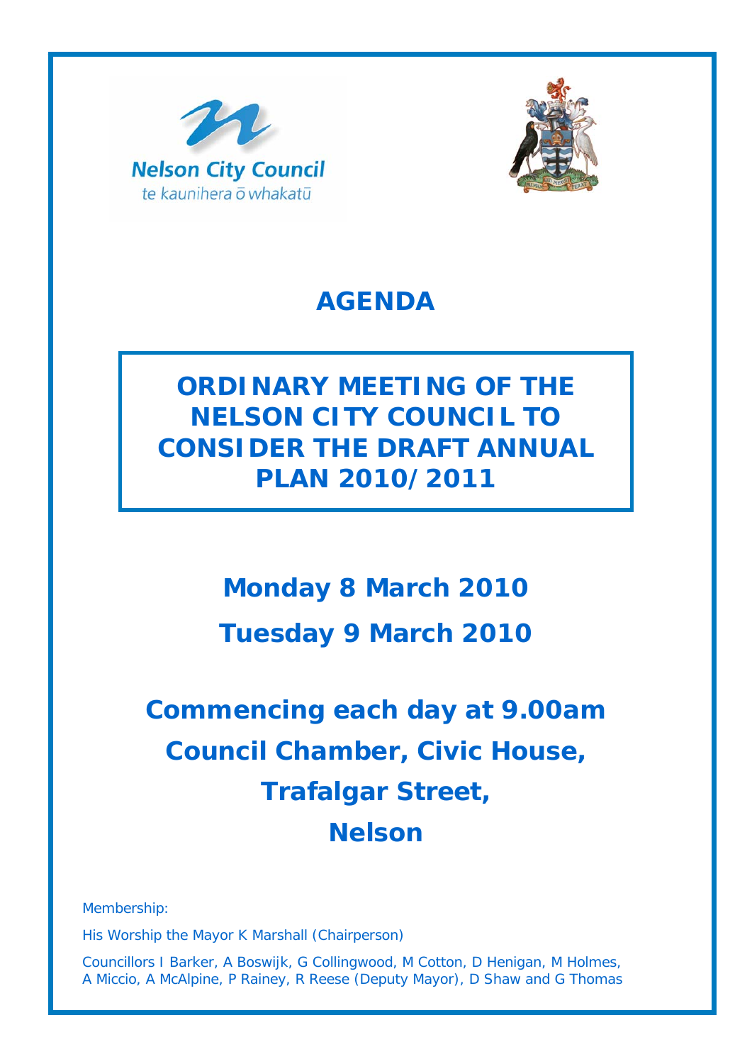Nelson City Council
te kaunihera ō whakatū

# AGENDA

## ORDINARY MEETING OF THE NELSON CITY COUNCIL TO CONSIDER THE DRAFT ANNUAL PLAN 2010/2011

### Monday 8 March 2010

### Tuesday 9 March 2010

### Commencing each day at 9.00am
### Council Chamber, Civic House,
### Trafalgar Street,
### Nelson

Membership:

His Worship the Mayor K Marshall (Chairperson)

Councillors I Barker, A Boswijk, G Collingwood, M Cotton, D Henigan, M Holmes, A Miccio, A McAlpine, P Rainey, R Reese (Deputy Mayor), D Shaw and G Thomas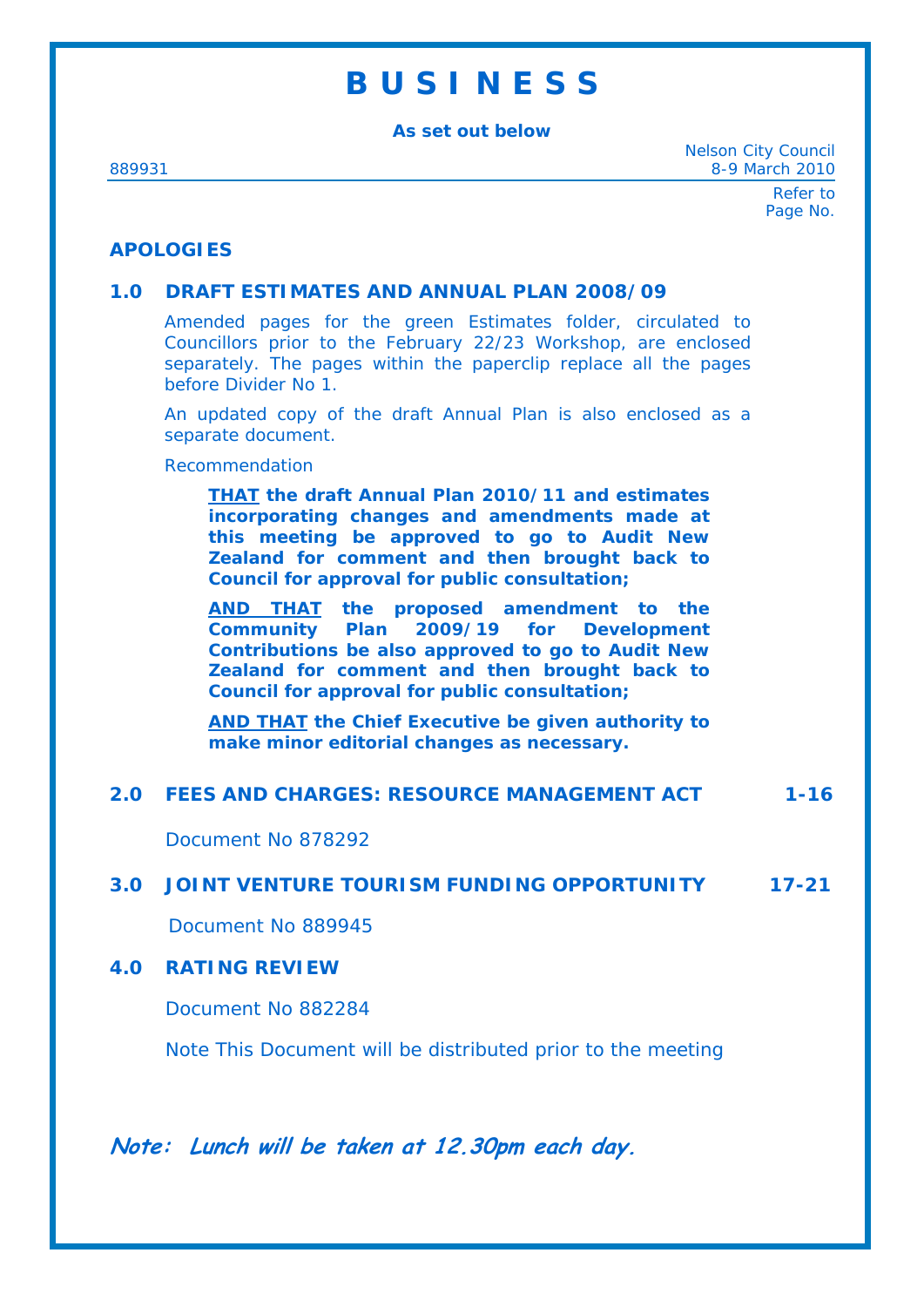# B U S I N E S S

**As set out below**

889931

Nelson City Council
8-9 March 2010

Refer to Page No.

## APOLOGIES

## 1.0 DRAFT ESTIMATES AND ANNUAL PLAN 2008/09

Amended pages for the green Estimates folder, circulated to Councillors prior to the February 22/23 Workshop, are enclosed separately. The pages within the paperclip replace all the pages before Divider No 1.

An updated copy of the draft Annual Plan is also enclosed as a separate document.

Recommendation

> **THAT the draft Annual Plan 2010/11 and estimates incorporating changes and amendments made at this meeting be approved to go to Audit New Zealand for comment and then brought back to Council for approval for public consultation;**
>
> **AND THAT the proposed amendment to the Community Plan 2009/19 for Development Contributions be also approved to go to Audit New Zealand for comment and then brought back to Council for approval for public consultation;**
>
> **AND THAT the Chief Executive be given authority to make minor editorial changes as necessary.**

## 2.0 FEES AND CHARGES: RESOURCE MANAGEMENT ACT — 1-16

Document No 878292

## 3.0 JOINT VENTURE TOURISM FUNDING OPPORTUNITY — 17-21

Document No 889945

## 4.0 RATING REVIEW

Document No 882284

Note This Document will be distributed prior to the meeting

***Note: Lunch will be taken at 12.30pm each day.***